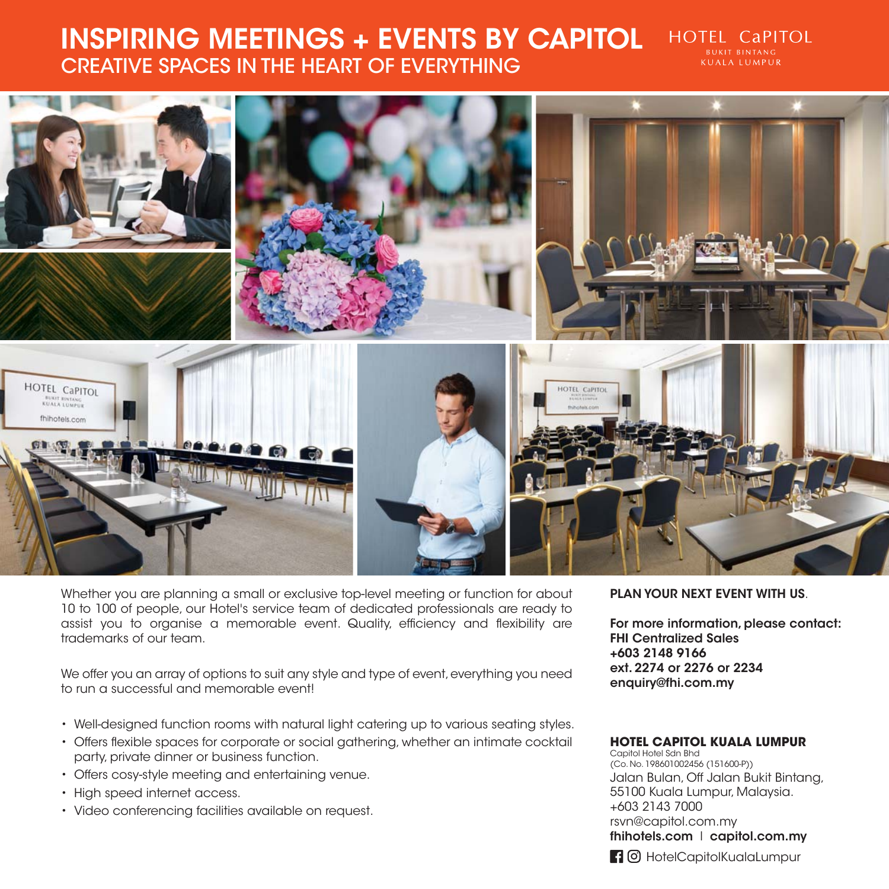# INSPIRING MEETINGS + EVENTS BY CAPITOL

## CREATIVE SPACES IN THE HEART OF EVERYTHING

HOTEL CaPITOL
BUKIT BINTANG
KUALA LUMPUR

Whether you are planning a small or exclusive top-level meeting or function for about 10 to 100 of people, our Hotel's service team of dedicated professionals are ready to assist you to organise a memorable event. Quality, efficiency and flexibility are trademarks of our team.

We offer you an array of options to suit any style and type of event, everything you need to run a successful and memorable event!

- Well-designed function rooms with natural light catering up to various seating styles.
- Offers flexible spaces for corporate or social gathering, whether an intimate cocktail party, private dinner or business function.
- Offers cosy-style meeting and entertaining venue.
- High speed internet access.
- Video conferencing facilities available on request.

**PLAN YOUR NEXT EVENT WITH US**.

**For more information, please contact:**
**FHI Centralized Sales**
**+603 2148 9166**
**ext. 2274 or 2276 or 2234**
**enquiry@fhi.com.my**

**HOTEL CAPITOL KUALA LUMPUR**
Capitol Hotel Sdn Bhd
(Co. No. 198601002456 (151600-P))
Jalan Bulan, Off Jalan Bukit Bintang,
55100 Kuala Lumpur, Malaysia.
+603 2143 7000
rsvn@capitol.com.my
**fhihotels.com** | **capitol.com.my**

HotelCapitolKualaLumpur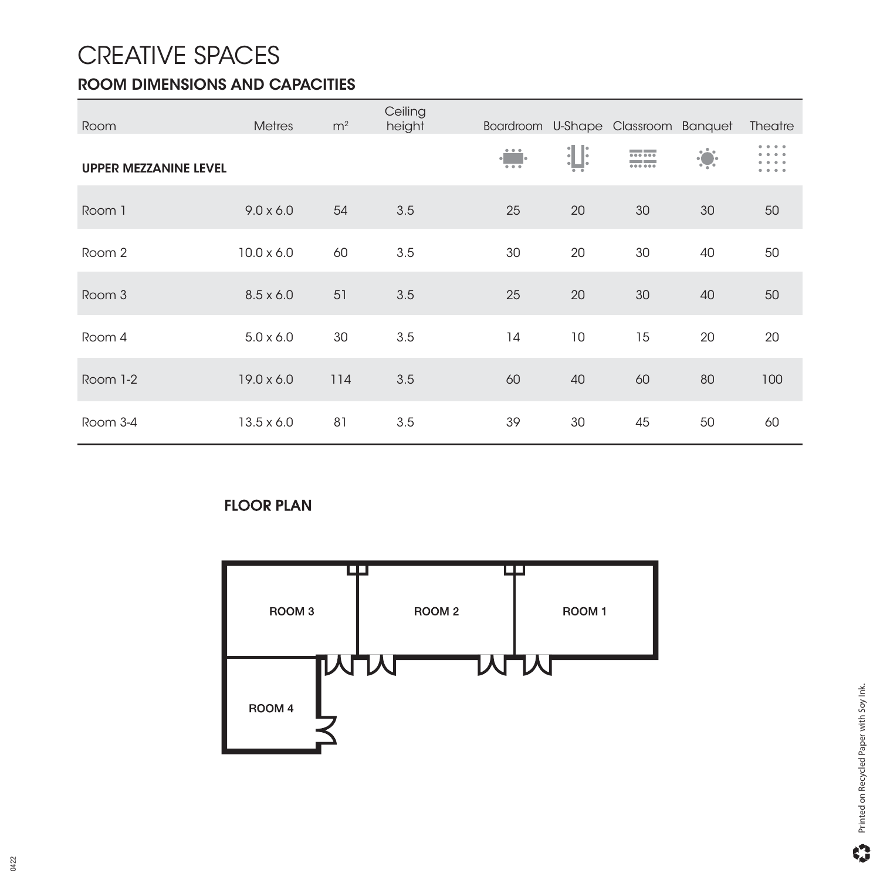# CREATIVE SPACES

## ROOM DIMENSIONS AND CAPACITIES

| Room | Metres | $m^2$ | Ceiling height | Boardroom | U-Shape | Classroom | Banquet | Theatre |
|---|---|---|---|---|---|---|---|---|
| **UPPER MEZZANINE LEVEL** | | | | | | | | |
| Room 1 | 9.0 x 6.0 | 54 | 3.5 | 25 | 20 | 30 | 30 | 50 |
| Room 2 | 10.0 x 6.0 | 60 | 3.5 | 30 | 20 | 30 | 40 | 50 |
| Room 3 | 8.5 x 6.0 | 51 | 3.5 | 25 | 20 | 30 | 40 | 50 |
| Room 4 | 5.0 x 6.0 | 30 | 3.5 | 14 | 10 | 15 | 20 | 20 |
| Room 1-2 | 19.0 x 6.0 | 114 | 3.5 | 60 | 40 | 60 | 80 | 100 |
| Room 3-4 | 13.5 x 6.0 | 81 | 3.5 | 39 | 30 | 45 | 50 | 60 |

## FLOOR PLAN

ROOM 3

ROOM 2

ROOM 1

ROOM 4

Printed on Recycled Paper with Soy Ink.

0422